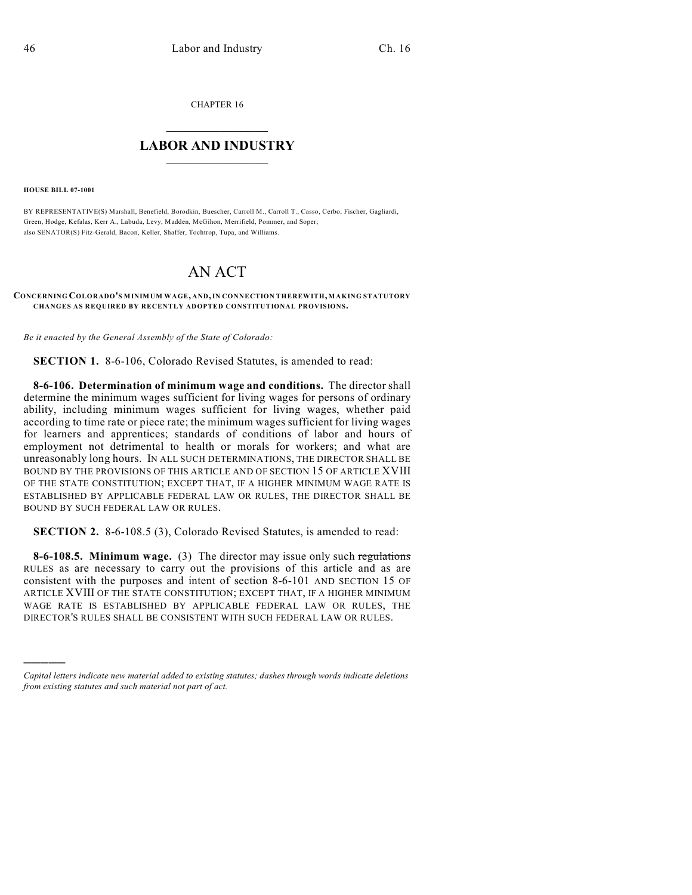CHAPTER 16

## LABOR AND INDUSTRY

**HOUSE BILL 07-1001**

BY REPRESENTATIVE(S) Marshall, Benefield, Borodkin, Buescher, Carroll M., Carroll T., Casso, Cerbo, Fischer, Gagliardi, Green, Hodge, Kefalas, Kerr A., Labuda, Levy, Madden, McGihon, Merrifield, Pommer, and Soper;
also SENATOR(S) Fitz-Gerald, Bacon, Keller, Shaffer, Tochtrop, Tupa, and Williams.

# AN ACT

**CONCERNING COLORADO'S MINIMUM WAGE, AND, IN CONNECTION THEREWITH, MAKING STATUTORY CHANGES AS REQUIRED BY RECENTLY ADOPTED CONSTITUTIONAL PROVISIONS.**

*Be it enacted by the General Assembly of the State of Colorado:*

**SECTION 1.** 8-6-106, Colorado Revised Statutes, is amended to read:

**8-6-106. Determination of minimum wage and conditions.** The director shall determine the minimum wages sufficient for living wages for persons of ordinary ability, including minimum wages sufficient for living wages, whether paid according to time rate or piece rate; the minimum wages sufficient for living wages for learners and apprentices; standards of conditions of labor and hours of employment not detrimental to health or morals for workers; and what are unreasonably long hours. IN ALL SUCH DETERMINATIONS, THE DIRECTOR SHALL BE BOUND BY THE PROVISIONS OF THIS ARTICLE AND OF SECTION 15 OF ARTICLE XVIII OF THE STATE CONSTITUTION; EXCEPT THAT, IF A HIGHER MINIMUM WAGE RATE IS ESTABLISHED BY APPLICABLE FEDERAL LAW OR RULES, THE DIRECTOR SHALL BE BOUND BY SUCH FEDERAL LAW OR RULES.

**SECTION 2.** 8-6-108.5 (3), Colorado Revised Statutes, is amended to read:

**8-6-108.5. Minimum wage.** (3) The director may issue only such ~~regulations~~ RULES as are necessary to carry out the provisions of this article and as are consistent with the purposes and intent of section 8-6-101 AND SECTION 15 OF ARTICLE XVIII OF THE STATE CONSTITUTION; EXCEPT THAT, IF A HIGHER MINIMUM WAGE RATE IS ESTABLISHED BY APPLICABLE FEDERAL LAW OR RULES, THE DIRECTOR'S RULES SHALL BE CONSISTENT WITH SUCH FEDERAL LAW OR RULES.

---

*Capital letters indicate new material added to existing statutes; dashes through words indicate deletions from existing statutes and such material not part of act.*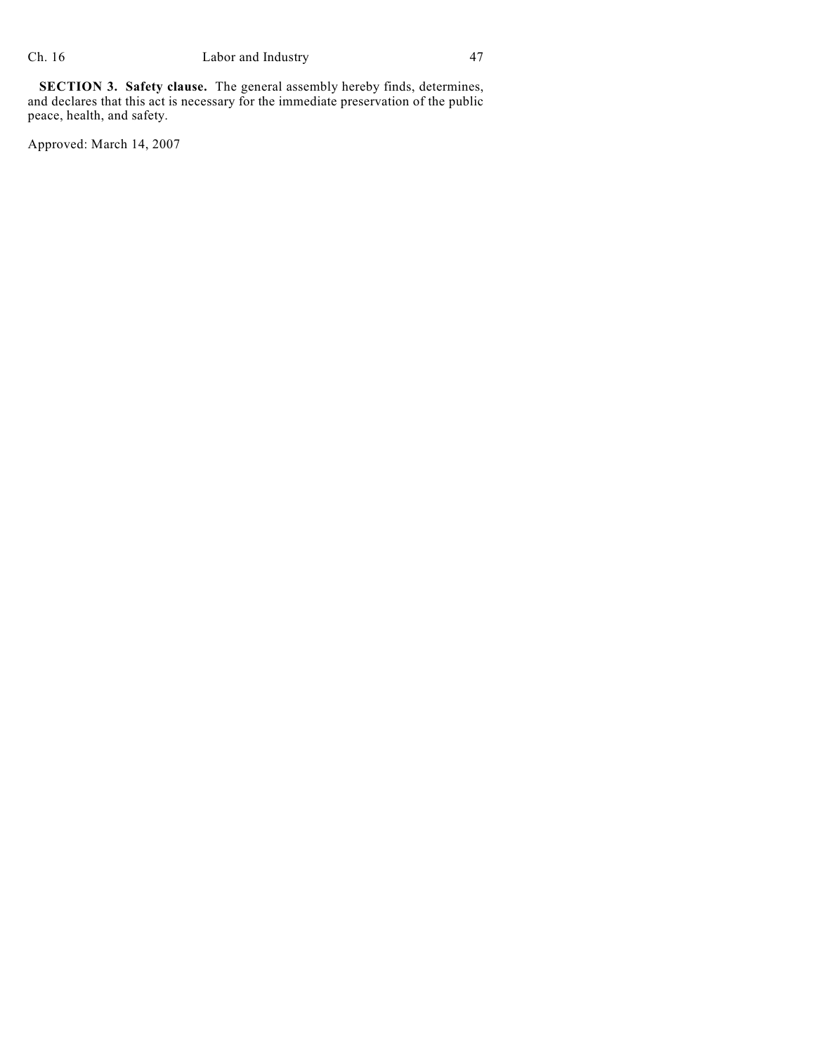**SECTION 3. Safety clause.** The general assembly hereby finds, determines, and declares that this act is necessary for the immediate preservation of the public peace, health, and safety.

Approved: March 14, 2007